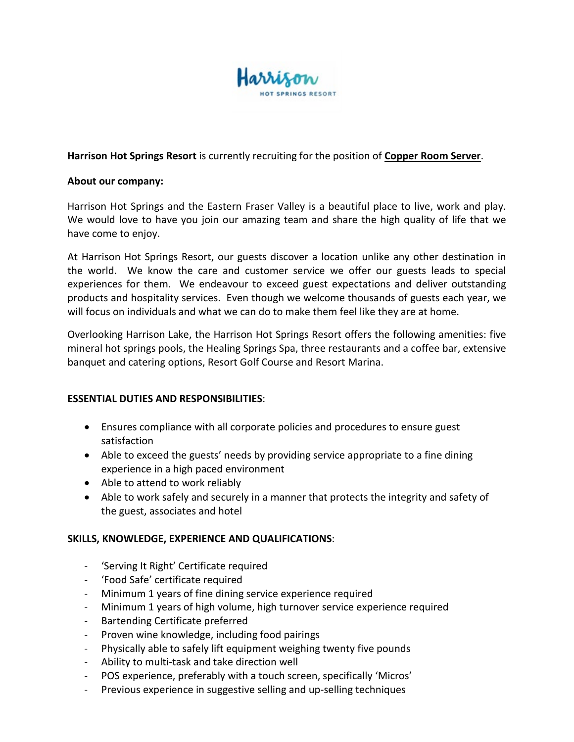**Harrison Hot Springs Resort** is currently recruiting for the position of **Copper Room Server**.

**About our company:**

Harrison Hot Springs and the Eastern Fraser Valley is a beautiful place to live, work and play. We would love to have you join our amazing team and share the high quality of life that we have come to enjoy.

At Harrison Hot Springs Resort, our guests discover a location unlike any other destination in the world. We know the care and customer service we offer our guests leads to special experiences for them. We endeavour to exceed guest expectations and deliver outstanding products and hospitality services. Even though we welcome thousands of guests each year, we will focus on individuals and what we can do to make them feel like they are at home.

Overlooking Harrison Lake, the Harrison Hot Springs Resort offers the following amenities: five mineral hot springs pools, the Healing Springs Spa, three restaurants and a coffee bar, extensive banquet and catering options, Resort Golf Course and Resort Marina.

**ESSENTIAL DUTIES AND RESPONSIBILITIES**:

- Ensures compliance with all corporate policies and procedures to ensure guest satisfaction
- Able to exceed the guests' needs by providing service appropriate to a fine dining experience in a high paced environment
- Able to attend to work reliably
- Able to work safely and securely in a manner that protects the integrity and safety of the guest, associates and hotel

**SKILLS, KNOWLEDGE, EXPERIENCE AND QUALIFICATIONS**:

- 'Serving It Right' Certificate required
- 'Food Safe' certificate required
- Minimum 1 years of fine dining service experience required
- Minimum 1 years of high volume, high turnover service experience required
- Bartending Certificate preferred
- Proven wine knowledge, including food pairings
- Physically able to safely lift equipment weighing twenty five pounds
- Ability to multi-task and take direction well
- POS experience, preferably with a touch screen, specifically 'Micros'
- Previous experience in suggestive selling and up-selling techniques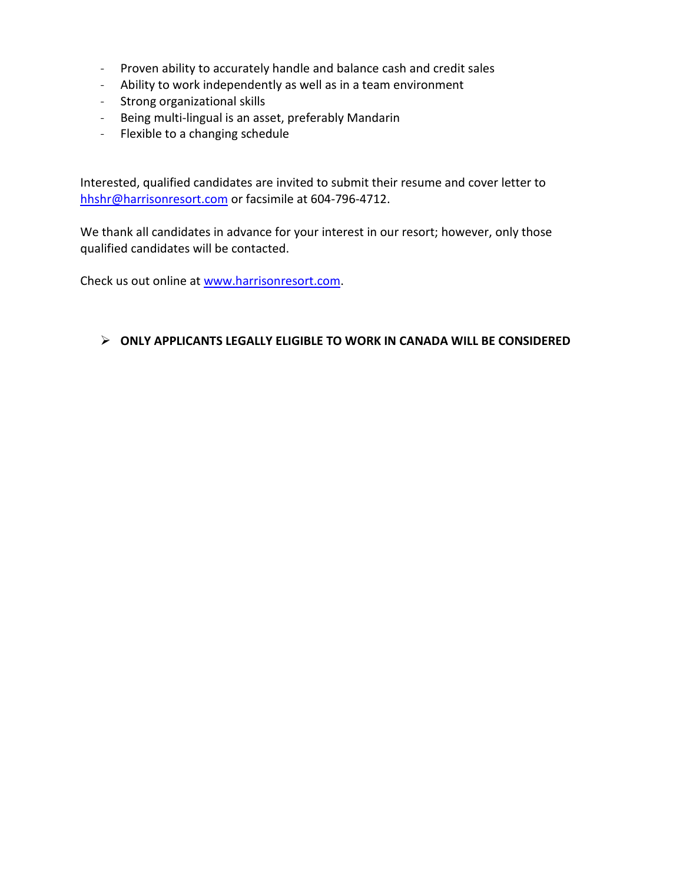- Proven ability to accurately handle and balance cash and credit sales
- Ability to work independently as well as in a team environment
- Strong organizational skills
- Being multi-lingual is an asset, preferably Mandarin
- Flexible to a changing schedule

Interested, qualified candidates are invited to submit their resume and cover letter to hhshr@harrisonresort.com or facsimile at 604-796-4712.

We thank all candidates in advance for your interest in our resort; however, only those qualified candidates will be contacted.

Check us out online at www.harrisonresort.com.

- **ONLY APPLICANTS LEGALLY ELIGIBLE TO WORK IN CANADA WILL BE CONSIDERED**